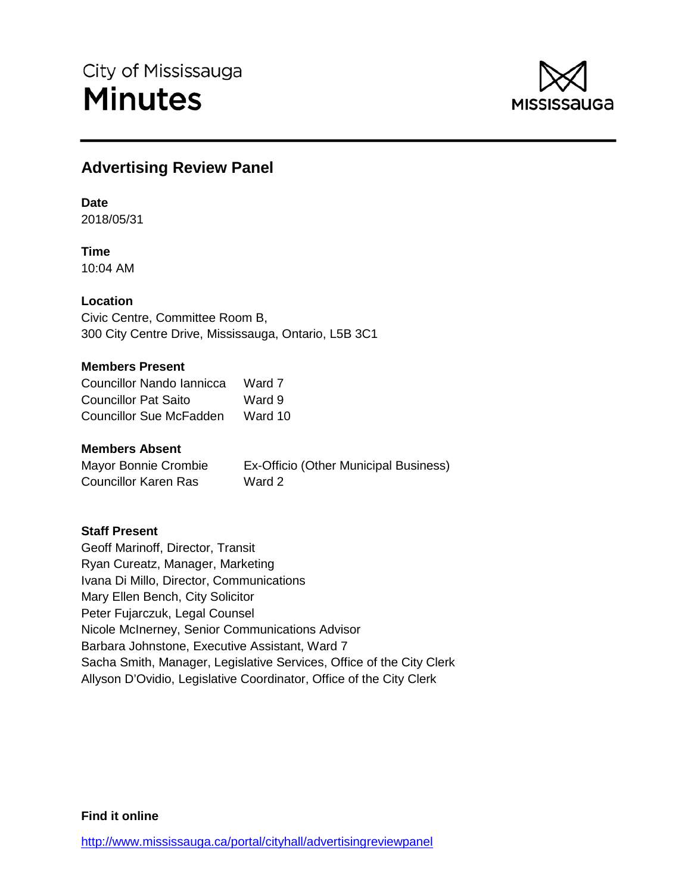City of Mississauga

# Minutes

## Advertising Review Panel

**Date**

2018/05/31

**Time**

10:04 AM

**Location**

Civic Centre, Committee Room B,
300 City Centre Drive, Mississauga, Ontario, L5B 3C1

**Members Present**

| | |
|---|---|
| Councillor Nando Iannicca | Ward 7 |
| Councillor Pat Saito | Ward 9 |
| Councillor Sue McFadden | Ward 10 |

**Members Absent**

| | |
|---|---|
| Mayor Bonnie Crombie | Ex-Officio (Other Municipal Business) |
| Councillor Karen Ras | Ward 2 |

**Staff Present**

Geoff Marinoff, Director, Transit
Ryan Cureatz, Manager, Marketing
Ivana Di Millo, Director, Communications
Mary Ellen Bench, City Solicitor
Peter Fujarczuk, Legal Counsel
Nicole McInerney, Senior Communications Advisor
Barbara Johnstone, Executive Assistant, Ward 7
Sacha Smith, Manager, Legislative Services, Office of the City Clerk
Allyson D'Ovidio, Legislative Coordinator, Office of the City Clerk

**Find it online**

http://www.mississauga.ca/portal/cityhall/advertisingreviewpanel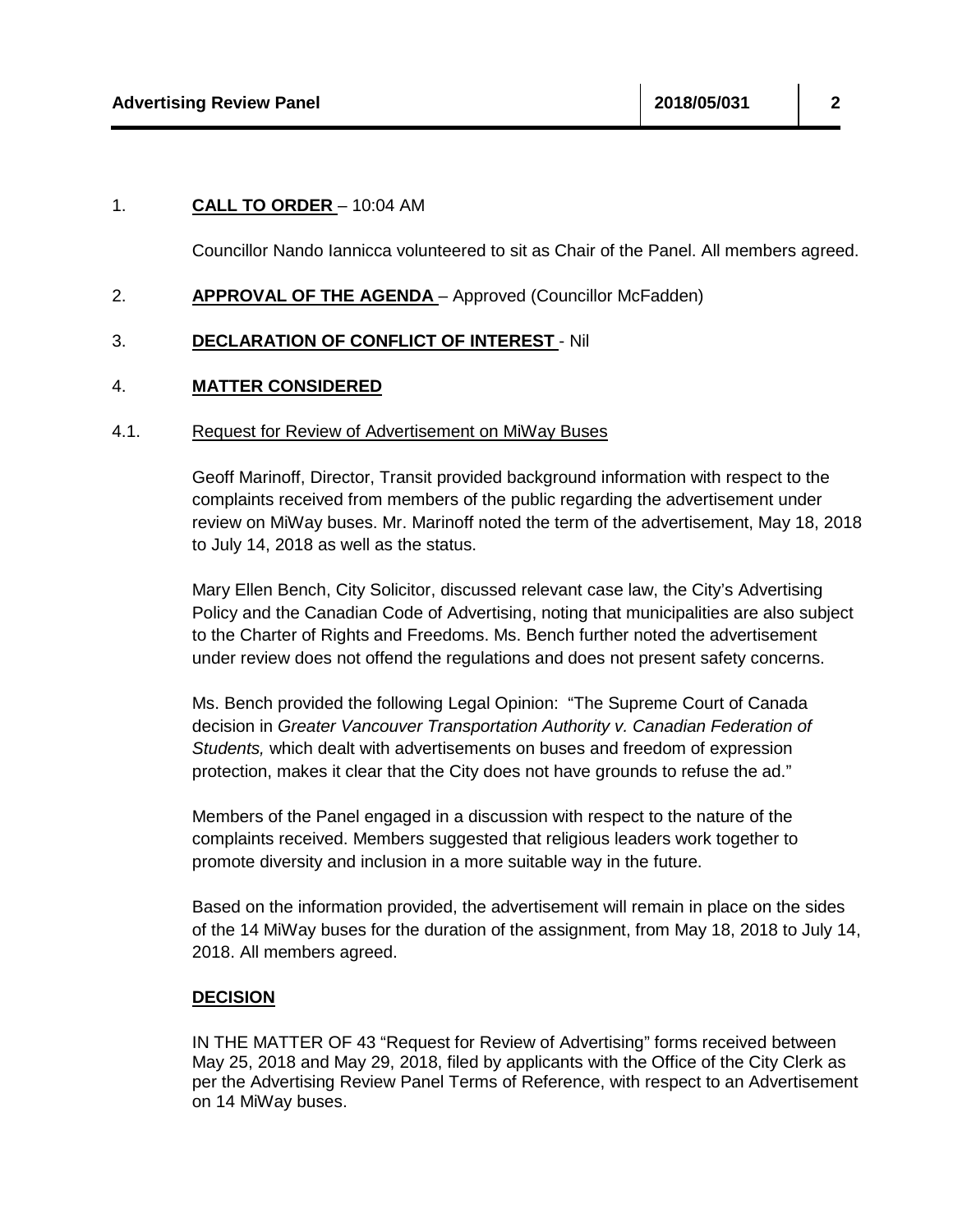1. **CALL TO ORDER** – 10:04 AM

   Councillor Nando Iannicca volunteered to sit as Chair of the Panel. All members agreed.

2. **APPROVAL OF THE AGENDA** – Approved (Councillor McFadden)

3. **DECLARATION OF CONFLICT OF INTEREST** - Nil

4. **MATTER CONSIDERED**

4.1. Request for Review of Advertisement on MiWay Buses

Geoff Marinoff, Director, Transit provided background information with respect to the complaints received from members of the public regarding the advertisement under review on MiWay buses. Mr. Marinoff noted the term of the advertisement, May 18, 2018 to July 14, 2018 as well as the status.

Mary Ellen Bench, City Solicitor, discussed relevant case law, the City's Advertising Policy and the Canadian Code of Advertising, noting that municipalities are also subject to the Charter of Rights and Freedoms. Ms. Bench further noted the advertisement under review does not offend the regulations and does not present safety concerns.

Ms. Bench provided the following Legal Opinion: "The Supreme Court of Canada decision in *Greater Vancouver Transportation Authority v. Canadian Federation of Students,* which dealt with advertisements on buses and freedom of expression protection, makes it clear that the City does not have grounds to refuse the ad."

Members of the Panel engaged in a discussion with respect to the nature of the complaints received. Members suggested that religious leaders work together to promote diversity and inclusion in a more suitable way in the future.

Based on the information provided, the advertisement will remain in place on the sides of the 14 MiWay buses for the duration of the assignment, from May 18, 2018 to July 14, 2018. All members agreed.

**DECISION**

IN THE MATTER OF 43 "Request for Review of Advertising" forms received between May 25, 2018 and May 29, 2018, filed by applicants with the Office of the City Clerk as per the Advertising Review Panel Terms of Reference, with respect to an Advertisement on 14 MiWay buses.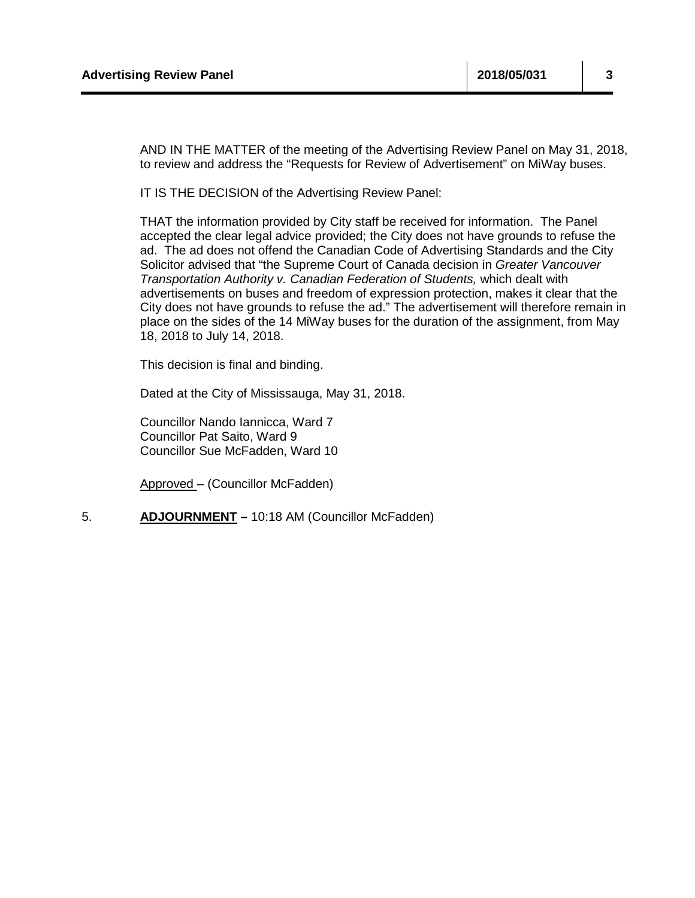AND IN THE MATTER of the meeting of the Advertising Review Panel on May 31, 2018, to review and address the "Requests for Review of Advertisement" on MiWay buses.

IT IS THE DECISION of the Advertising Review Panel:

THAT the information provided by City staff be received for information. The Panel accepted the clear legal advice provided; the City does not have grounds to refuse the ad. The ad does not offend the Canadian Code of Advertising Standards and the City Solicitor advised that "the Supreme Court of Canada decision in *Greater Vancouver Transportation Authority v. Canadian Federation of Students,* which dealt with advertisements on buses and freedom of expression protection, makes it clear that the City does not have grounds to refuse the ad." The advertisement will therefore remain in place on the sides of the 14 MiWay buses for the duration of the assignment, from May 18, 2018 to July 14, 2018.

This decision is final and binding.

Dated at the City of Mississauga, May 31, 2018.

Councillor Nando Iannicca, Ward 7
Councillor Pat Saito, Ward 9
Councillor Sue McFadden, Ward 10

Approved – (Councillor McFadden)

5. **ADJOURNMENT –** 10:18 AM (Councillor McFadden)